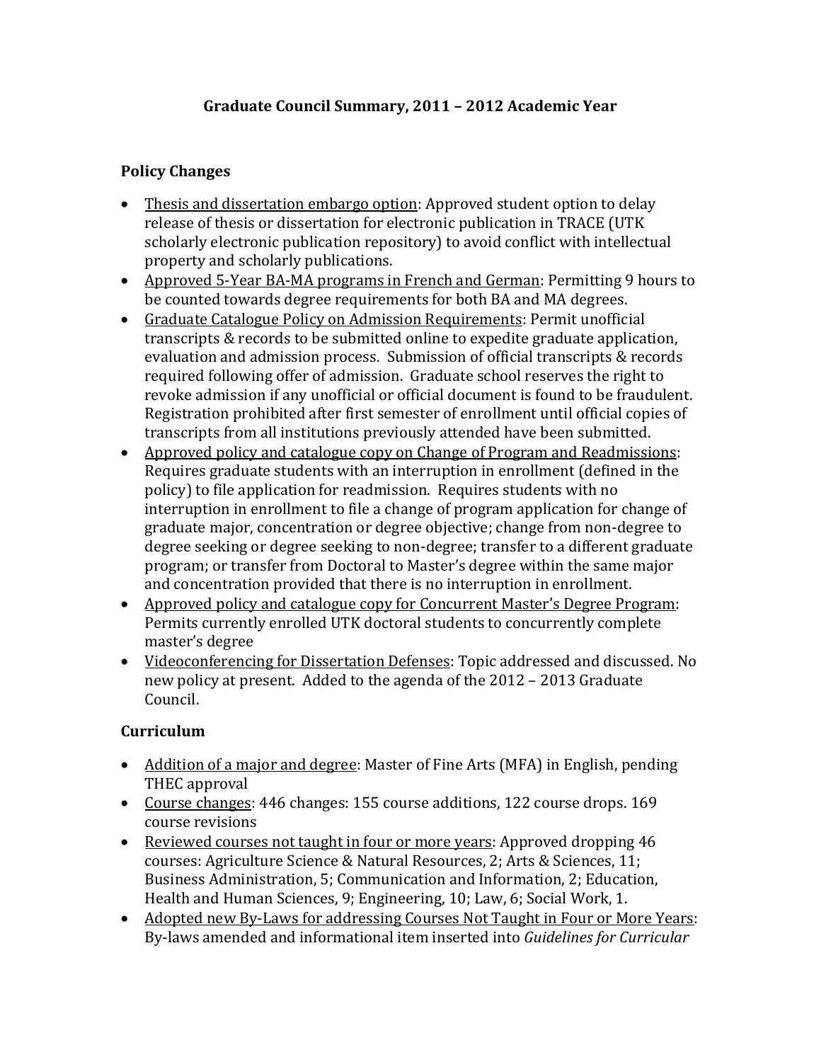# Graduate Council Summary, 2011 – 2012 Academic Year

## Policy Changes

- <u>Thesis and dissertation embargo option</u>: Approved student option to delay release of thesis or dissertation for electronic publication in TRACE (UTK scholarly electronic publication repository) to avoid conflict with intellectual property and scholarly publications.
- <u>Approved 5-Year BA-MA programs in French and German</u>: Permitting 9 hours to be counted towards degree requirements for both BA and MA degrees.
- <u>Graduate Catalogue Policy on Admission Requirements</u>: Permit unofficial transcripts & records to be submitted online to expedite graduate application, evaluation and admission process. Submission of official transcripts & records required following offer of admission. Graduate school reserves the right to revoke admission if any unofficial or official document is found to be fraudulent. Registration prohibited after first semester of enrollment until official copies of transcripts from all institutions previously attended have been submitted.
- <u>Approved policy and catalogue copy on Change of Program and Readmissions</u>: Requires graduate students with an interruption in enrollment (defined in the policy) to file application for readmission. Requires students with no interruption in enrollment to file a change of program application for change of graduate major, concentration or degree objective; change from non-degree to degree seeking or degree seeking to non-degree; transfer to a different graduate program; or transfer from Doctoral to Master's degree within the same major and concentration provided that there is no interruption in enrollment.
- <u>Approved policy and catalogue copy for Concurrent Master's Degree Program</u>: Permits currently enrolled UTK doctoral students to concurrently complete master's degree
- <u>Videoconferencing for Dissertation Defenses</u>: Topic addressed and discussed. No new policy at present. Added to the agenda of the 2012 – 2013 Graduate Council.

## Curriculum

- <u>Addition of a major and degree</u>: Master of Fine Arts (MFA) in English, pending THEC approval
- <u>Course changes</u>: 446 changes: 155 course additions, 122 course drops. 169 course revisions
- <u>Reviewed courses not taught in four or more years</u>: Approved dropping 46 courses: Agriculture Science & Natural Resources, 2; Arts & Sciences, 11; Business Administration, 5; Communication and Information, 2; Education, Health and Human Sciences, 9; Engineering, 10; Law, 6; Social Work, 1.
- <u>Adopted new By-Laws for addressing Courses Not Taught in Four or More Years</u>: By-laws amended and informational item inserted into *Guidelines for Curricular*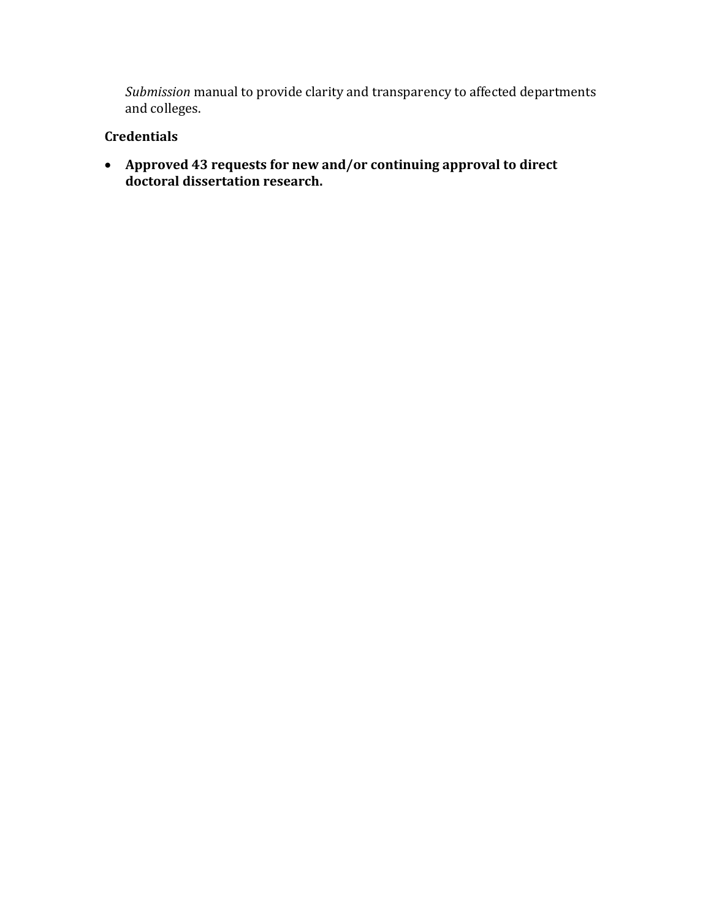*Submission* manual to provide clarity and transparency to affected departments and colleges.

**Credentials**

- **Approved 43 requests for new and/or continuing approval to direct doctoral dissertation research.**